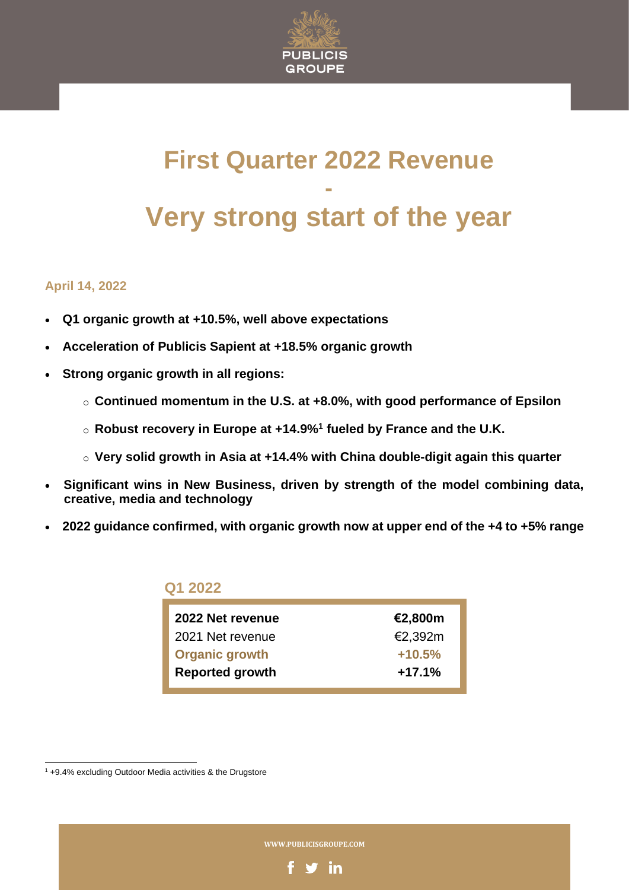# First Quarter 2022 Revenue

# -

# Very strong start of the year

**April 14, 2022**

- **Q1 organic growth at +10.5%, well above expectations**
- **Acceleration of Publicis Sapient at +18.5% organic growth**
- **Strong organic growth in all regions:**
  - **Continued momentum in the U.S. at +8.0%, with good performance of Epsilon**
  - **Robust recovery in Europe at +14.9%[1] fueled by France and the U.K.**
  - **Very solid growth in Asia at +14.4% with China double-digit again this quarter**
- **Significant wins in New Business, driven by strength of the model combining data, creative, media and technology**
- **2022 guidance confirmed, with organic growth now at upper end of the +4 to +5% range**

## Q1 2022

| | |
|---|---|
| **2022 Net revenue** | **€2,800m** |
| 2021 Net revenue | €2,392m |
| **Organic growth** | **+10.5%** |
| **Reported growth** | **+17.1%** |

[1] +9.4% excluding Outdoor Media activities & the Drugstore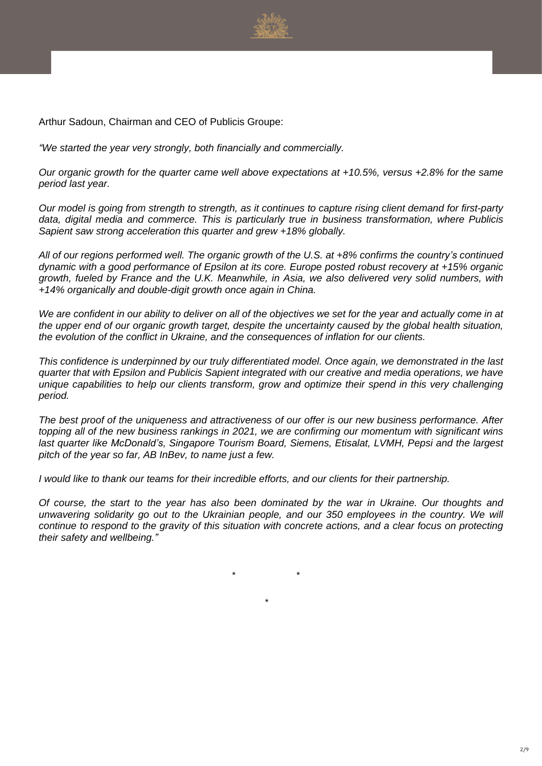Arthur Sadoun, Chairman and CEO of Publicis Groupe:

*"We started the year very strongly, both financially and commercially.*

*Our organic growth for the quarter came well above expectations at +10.5%, versus +2.8% for the same period last year.*

*Our model is going from strength to strength, as it continues to capture rising client demand for first-party data, digital media and commerce. This is particularly true in business transformation, where Publicis Sapient saw strong acceleration this quarter and grew +18% globally.*

*All of our regions performed well. The organic growth of the U.S. at +8% confirms the country's continued dynamic with a good performance of Epsilon at its core. Europe posted robust recovery at +15% organic growth, fueled by France and the U.K. Meanwhile, in Asia, we also delivered very solid numbers, with +14% organically and double-digit growth once again in China.*

*We are confident in our ability to deliver on all of the objectives we set for the year and actually come in at the upper end of our organic growth target, despite the uncertainty caused by the global health situation, the evolution of the conflict in Ukraine, and the consequences of inflation for our clients.*

*This confidence is underpinned by our truly differentiated model. Once again, we demonstrated in the last quarter that with Epsilon and Publicis Sapient integrated with our creative and media operations, we have unique capabilities to help our clients transform, grow and optimize their spend in this very challenging period.*

*The best proof of the uniqueness and attractiveness of our offer is our new business performance. After topping all of the new business rankings in 2021, we are confirming our momentum with significant wins last quarter like McDonald's, Singapore Tourism Board, Siemens, Etisalat, LVMH, Pepsi and the largest pitch of the year so far, AB InBev, to name just a few.*

*I would like to thank our teams for their incredible efforts, and our clients for their partnership.*

*Of course, the start to the year has also been dominated by the war in Ukraine. Our thoughts and unwavering solidarity go out to the Ukrainian people, and our 350 employees in the country. We will continue to respond to the gravity of this situation with concrete actions, and a clear focus on protecting their safety and wellbeing."*

\* \*

\*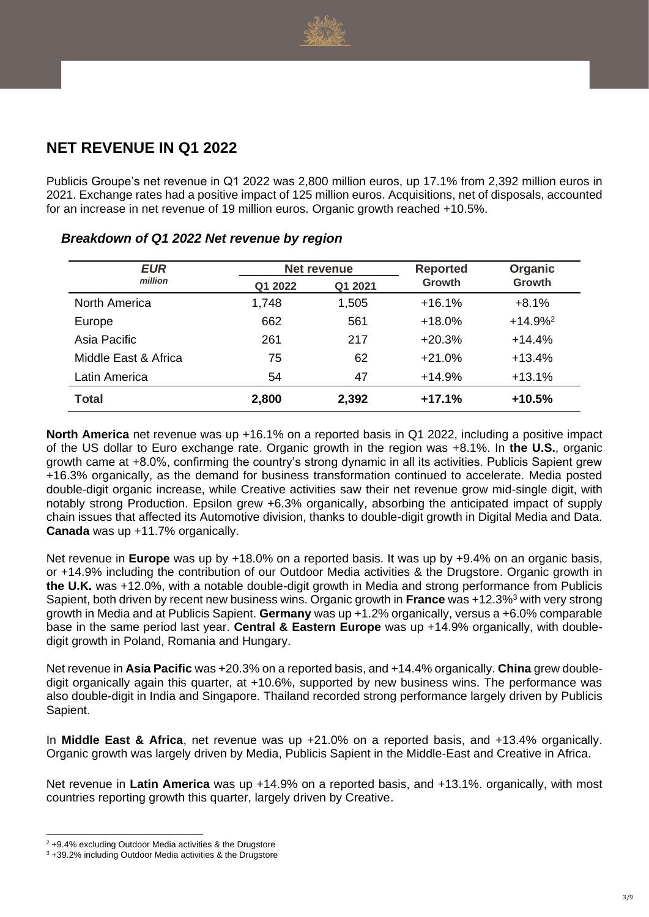## NET REVENUE IN Q1 2022

Publicis Groupe's net revenue in Q1 2022 was 2,800 million euros, up 17.1% from 2,392 million euros in 2021. Exchange rates had a positive impact of 125 million euros. Acquisitions, net of disposals, accounted for an increase in net revenue of 19 million euros. Organic growth reached +10.5%.

### *Breakdown of Q1 2022 Net revenue by region*

| ***EUR million*** | **Net revenue** | | **Reported Growth** | **Organic Growth** |
|---|---|---|---|---|
| | **Q1 2022** | **Q1 2021** | | |
| North America | 1,748 | 1,505 | +16.1% | +8.1% |
| Europe | 662 | 561 | +18.0% | +14.9%[2] |
| Asia Pacific | 261 | 217 | +20.3% | +14.4% |
| Middle East & Africa | 75 | 62 | +21.0% | +13.4% |
| Latin America | 54 | 47 | +14.9% | +13.1% |
| **Total** | **2,800** | **2,392** | **+17.1%** | **+10.5%** |

**North America** net revenue was up +16.1% on a reported basis in Q1 2022, including a positive impact of the US dollar to Euro exchange rate. Organic growth in the region was +8.1%. In **the U.S.**, organic growth came at +8.0%, confirming the country's strong dynamic in all its activities. Publicis Sapient grew +16.3% organically, as the demand for business transformation continued to accelerate. Media posted double-digit organic increase, while Creative activities saw their net revenue grow mid-single digit, with notably strong Production. Epsilon grew +6.3% organically, absorbing the anticipated impact of supply chain issues that affected its Automotive division, thanks to double-digit growth in Digital Media and Data. **Canada** was up +11.7% organically.

Net revenue in **Europe** was up by +18.0% on a reported basis. It was up by +9.4% on an organic basis, or +14.9% including the contribution of our Outdoor Media activities & the Drugstore. Organic growth in **the U.K.** was +12.0%, with a notable double-digit growth in Media and strong performance from Publicis Sapient, both driven by recent new business wins. Organic growth in **France** was +12.3%[3] with very strong growth in Media and at Publicis Sapient. **Germany** was up +1.2% organically, versus a +6.0% comparable base in the same period last year. **Central & Eastern Europe** was up +14.9% organically, with double-digit growth in Poland, Romania and Hungary.

Net revenue in **Asia Pacific** was +20.3% on a reported basis, and +14.4% organically. **China** grew double-digit organically again this quarter, at +10.6%, supported by new business wins. The performance was also double-digit in India and Singapore. Thailand recorded strong performance largely driven by Publicis Sapient.

In **Middle East & Africa**, net revenue was up +21.0% on a reported basis, and +13.4% organically. Organic growth was largely driven by Media, Publicis Sapient in the Middle-East and Creative in Africa.

Net revenue in **Latin America** was up +14.9% on a reported basis, and +13.1%. organically, with most countries reporting growth this quarter, largely driven by Creative.

---

[2] +9.4% excluding Outdoor Media activities & the Drugstore

[3] +39.2% including Outdoor Media activities & the Drugstore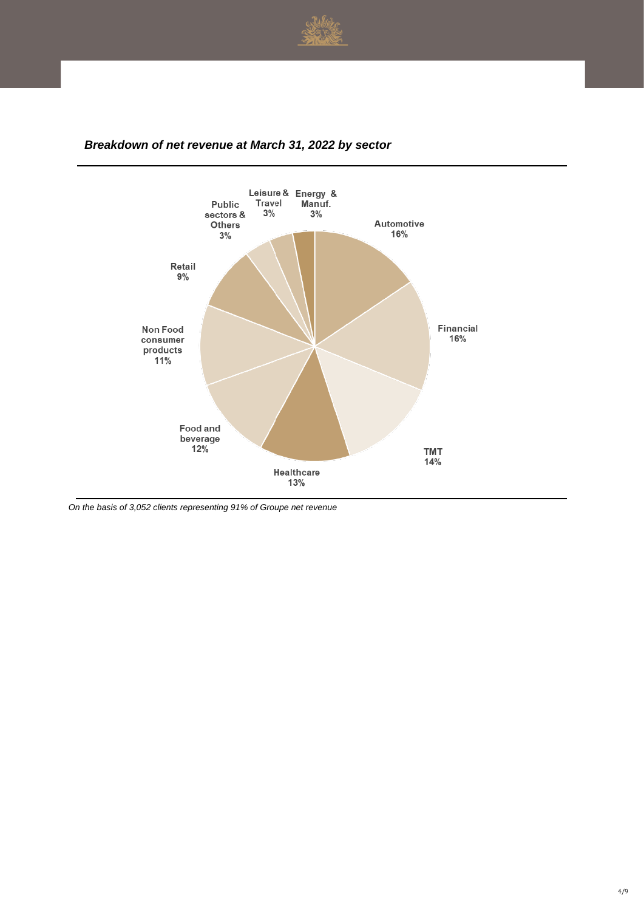***Breakdown of net revenue at March 31, 2022 by sector***

| Sector | Share |
|---|---|
| Automotive | 16% |
| Financial | 16% |
| TMT | 14% |
| Healthcare | 13% |
| Food and beverage | 12% |
| Non Food consumer products | 11% |
| Retail | 9% |
| Public sectors & Others | 3% |
| Leisure & Travel | 3% |
| Energy & Manuf. | 3% |

*On the basis of 3,052 clients representing 91% of Groupe net revenue*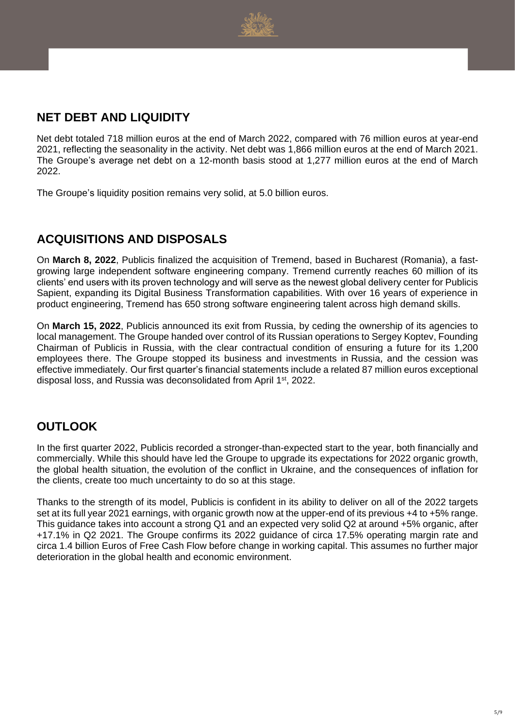## NET DEBT AND LIQUIDITY

Net debt totaled 718 million euros at the end of March 2022, compared with 76 million euros at year-end 2021, reflecting the seasonality in the activity. Net debt was 1,866 million euros at the end of March 2021. The Groupe's average net debt on a 12-month basis stood at 1,277 million euros at the end of March 2022.

The Groupe's liquidity position remains very solid, at 5.0 billion euros.

## ACQUISITIONS AND DISPOSALS

On **March 8, 2022**, Publicis finalized the acquisition of Tremend, based in Bucharest (Romania), a fast-growing large independent software engineering company. Tremend currently reaches 60 million of its clients' end users with its proven technology and will serve as the newest global delivery center for Publicis Sapient, expanding its Digital Business Transformation capabilities. With over 16 years of experience in product engineering, Tremend has 650 strong software engineering talent across high demand skills.

On **March 15, 2022**, Publicis announced its exit from Russia, by ceding the ownership of its agencies to local management. The Groupe handed over control of its Russian operations to Sergey Koptev, Founding Chairman of Publicis in Russia, with the clear contractual condition of ensuring a future for its 1,200 employees there. The Groupe stopped its business and investments in Russia, and the cession was effective immediately. Our first quarter's financial statements include a related 87 million euros exceptional disposal loss, and Russia was deconsolidated from April 1st, 2022.

## OUTLOOK

In the first quarter 2022, Publicis recorded a stronger-than-expected start to the year, both financially and commercially. While this should have led the Groupe to upgrade its expectations for 2022 organic growth, the global health situation, the evolution of the conflict in Ukraine, and the consequences of inflation for the clients, create too much uncertainty to do so at this stage.

Thanks to the strength of its model, Publicis is confident in its ability to deliver on all of the 2022 targets set at its full year 2021 earnings, with organic growth now at the upper-end of its previous +4 to +5% range. This guidance takes into account a strong Q1 and an expected very solid Q2 at around +5% organic, after +17.1% in Q2 2021. The Groupe confirms its 2022 guidance of circa 17.5% operating margin rate and circa 1.4 billion Euros of Free Cash Flow before change in working capital. This assumes no further major deterioration in the global health and economic environment.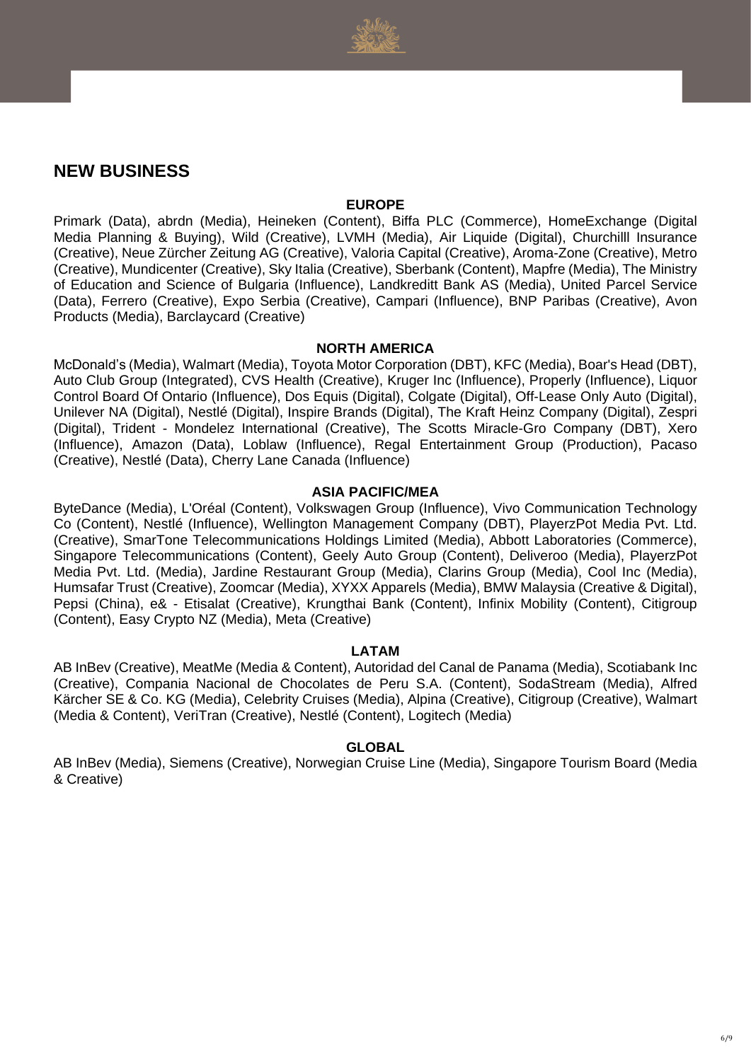## NEW BUSINESS

### EUROPE

Primark (Data), abrdn (Media), Heineken (Content), Biffa PLC (Commerce), HomeExchange (Digital Media Planning & Buying), Wild (Creative), LVMH (Media), Air Liquide (Digital), Churchilll Insurance (Creative), Neue Zürcher Zeitung AG (Creative), Valoria Capital (Creative), Aroma-Zone (Creative), Metro (Creative), Mundicenter (Creative), Sky Italia (Creative), Sberbank (Content), Mapfre (Media), The Ministry of Education and Science of Bulgaria (Influence), Landkreditt Bank AS (Media), United Parcel Service (Data), Ferrero (Creative), Expo Serbia (Creative), Campari (Influence), BNP Paribas (Creative), Avon Products (Media), Barclaycard (Creative)

### NORTH AMERICA

McDonald's (Media), Walmart (Media), Toyota Motor Corporation (DBT), KFC (Media), Boar's Head (DBT), Auto Club Group (Integrated), CVS Health (Creative), Kruger Inc (Influence), Properly (Influence), Liquor Control Board Of Ontario (Influence), Dos Equis (Digital), Colgate (Digital), Off-Lease Only Auto (Digital), Unilever NA (Digital), Nestlé (Digital), Inspire Brands (Digital), The Kraft Heinz Company (Digital), Zespri (Digital), Trident - Mondelez International (Creative), The Scotts Miracle-Gro Company (DBT), Xero (Influence), Amazon (Data), Loblaw (Influence), Regal Entertainment Group (Production), Pacaso (Creative), Nestlé (Data), Cherry Lane Canada (Influence)

### ASIA PACIFIC/MEA

ByteDance (Media), L'Oréal (Content), Volkswagen Group (Influence), Vivo Communication Technology Co (Content), Nestlé (Influence), Wellington Management Company (DBT), PlayerzPot Media Pvt. Ltd. (Creative), SmarTone Telecommunications Holdings Limited (Media), Abbott Laboratories (Commerce), Singapore Telecommunications (Content), Geely Auto Group (Content), Deliveroo (Media), PlayerzPot Media Pvt. Ltd. (Media), Jardine Restaurant Group (Media), Clarins Group (Media), Cool Inc (Media), Humsafar Trust (Creative), Zoomcar (Media), XYXX Apparels (Media), BMW Malaysia (Creative & Digital), Pepsi (China), e& - Etisalat (Creative), Krungthai Bank (Content), Infinix Mobility (Content), Citigroup (Content), Easy Crypto NZ (Media), Meta (Creative)

### LATAM

AB InBev (Creative), MeatMe (Media & Content), Autoridad del Canal de Panama (Media), Scotiabank Inc (Creative), Compania Nacional de Chocolates de Peru S.A. (Content), SodaStream (Media), Alfred Kärcher SE & Co. KG (Media), Celebrity Cruises (Media), Alpina (Creative), Citigroup (Creative), Walmart (Media & Content), VeriTran (Creative), Nestlé (Content), Logitech (Media)

### GLOBAL

AB InBev (Media), Siemens (Creative), Norwegian Cruise Line (Media), Singapore Tourism Board (Media & Creative)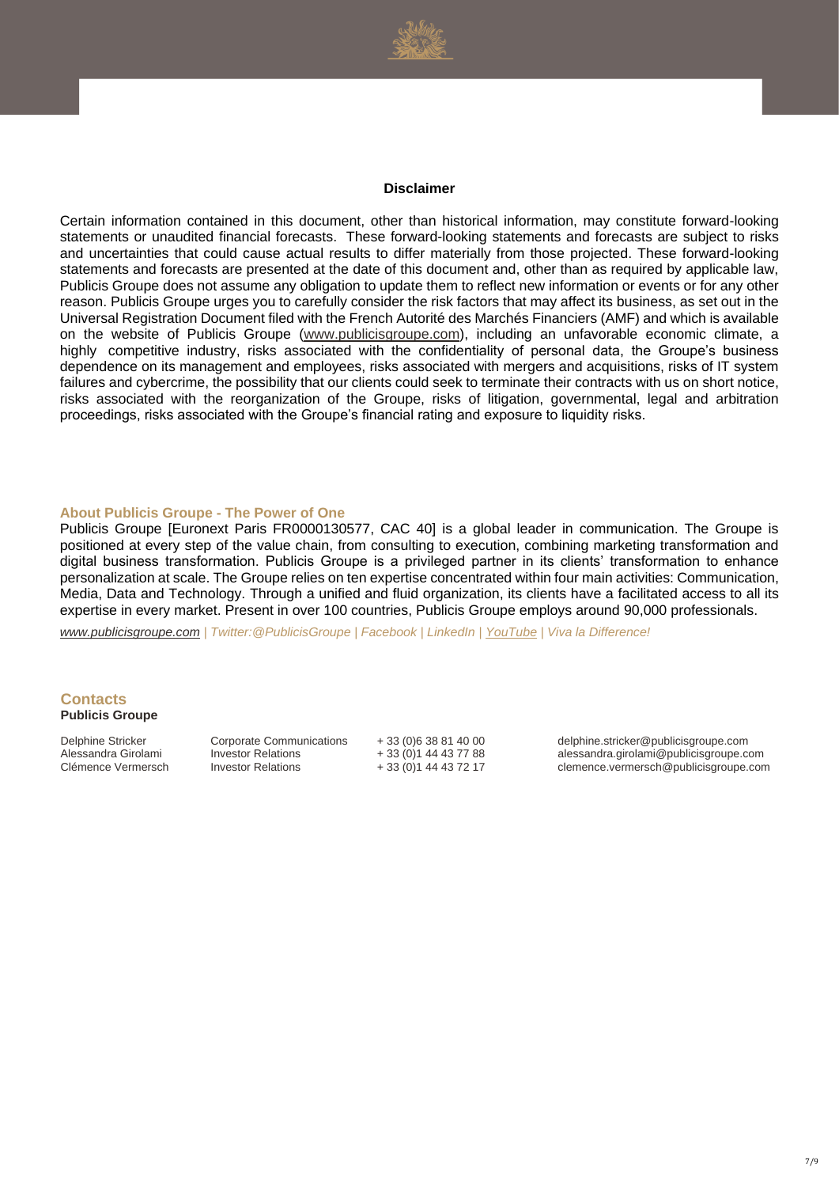**Disclaimer**

Certain information contained in this document, other than historical information, may constitute forward-looking statements or unaudited financial forecasts. These forward-looking statements and forecasts are subject to risks and uncertainties that could cause actual results to differ materially from those projected. These forward-looking statements and forecasts are presented at the date of this document and, other than as required by applicable law, Publicis Groupe does not assume any obligation to update them to reflect new information or events or for any other reason. Publicis Groupe urges you to carefully consider the risk factors that may affect its business, as set out in the Universal Registration Document filed with the French Autorité des Marchés Financiers (AMF) and which is available on the website of Publicis Groupe (www.publicisgroupe.com), including an unfavorable economic climate, a highly competitive industry, risks associated with the confidentiality of personal data, the Groupe's business dependence on its management and employees, risks associated with mergers and acquisitions, risks of IT system failures and cybercrime, the possibility that our clients could seek to terminate their contracts with us on short notice, risks associated with the reorganization of the Groupe, risks of litigation, governmental, legal and arbitration proceedings, risks associated with the Groupe's financial rating and exposure to liquidity risks.

**About Publicis Groupe - The Power of One**

Publicis Groupe [Euronext Paris FR0000130577, CAC 40] is a global leader in communication. The Groupe is positioned at every step of the value chain, from consulting to execution, combining marketing transformation and digital business transformation. Publicis Groupe is a privileged partner in its clients' transformation to enhance personalization at scale. The Groupe relies on ten expertise concentrated within four main activities: Communication, Media, Data and Technology. Through a unified and fluid organization, its clients have a facilitated access to all its expertise in every market. Present in over 100 countries, Publicis Groupe employs around 90,000 professionals.

*www.publicisgroupe.com | Twitter:@PublicisGroupe | Facebook | LinkedIn | YouTube | Viva la Difference!*

**Contacts**

**Publicis Groupe**

| | | | |
|---|---|---|---|
| Delphine Stricker | Corporate Communications | + 33 (0)6 38 81 40 00 | delphine.stricker@publicisgroupe.com |
| Alessandra Girolami | Investor Relations | + 33 (0)1 44 43 77 88 | alessandra.girolami@publicisgroupe.com |
| Clémence Vermersch | Investor Relations | + 33 (0)1 44 43 72 17 | clemence.vermersch@publicisgroupe.com |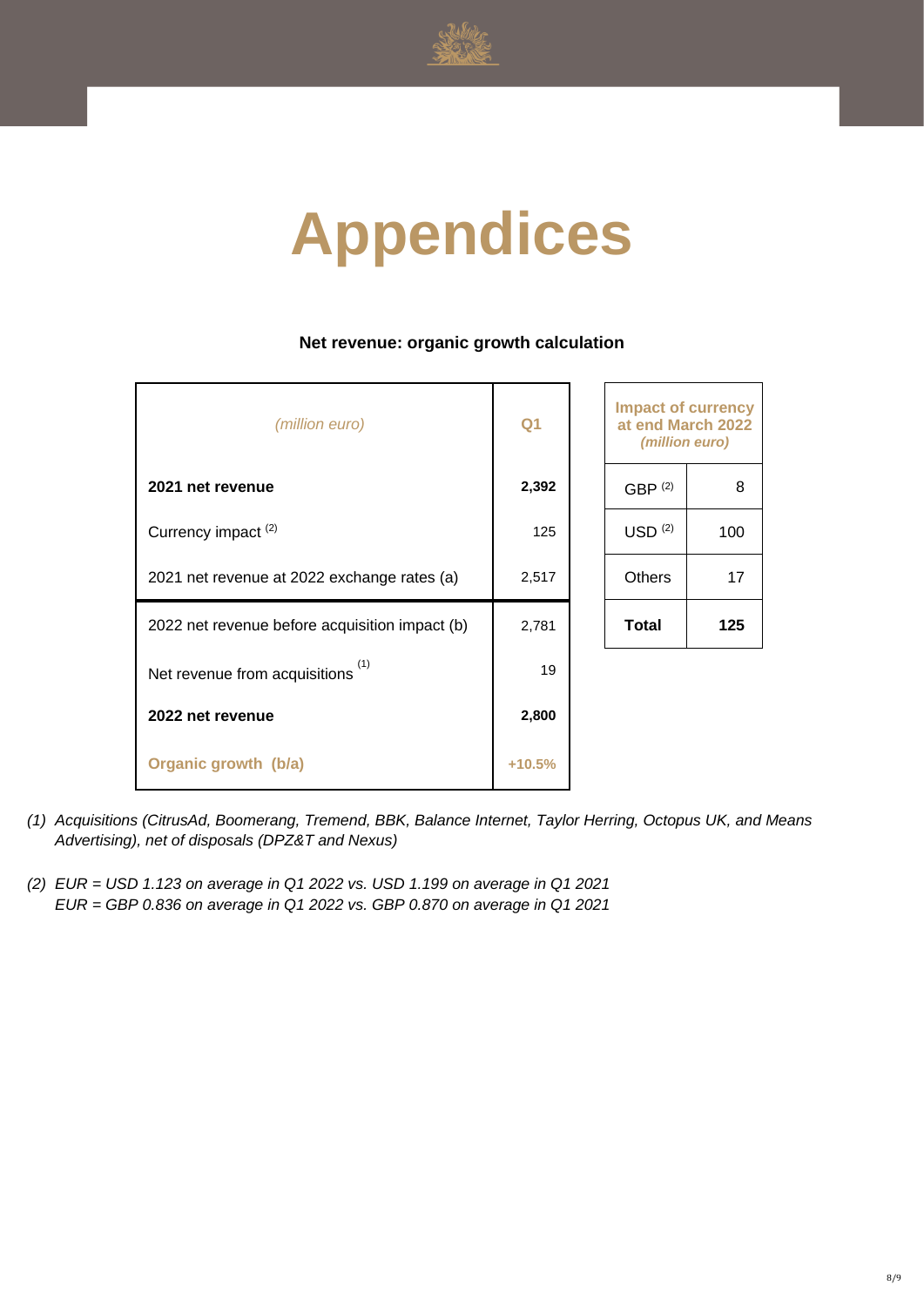# Appendices

**Net revenue: organic growth calculation**

| *(million euro)* | Q1 |
|---|---|
| **2021 net revenue** | **2,392** |
| Currency impact [2] | 125 |
| 2021 net revenue at 2022 exchange rates (a) | 2,517 |
| 2022 net revenue before acquisition impact (b) | 2,781 |
| Net revenue from acquisitions [1] | 19 |
| **2022 net revenue** | **2,800** |
| **Organic growth (b/a)** | **+10.5%** |

| Impact of currency at end March 2022 *(million euro)* | |
|---|---|
| GBP [2] | 8 |
| USD [2] | 100 |
| Others | 17 |
| **Total** | **125** |

*(1) Acquisitions (CitrusAd, Boomerang, Tremend, BBK, Balance Internet, Taylor Herring, Octopus UK, and Means Advertising), net of disposals (DPZ&T and Nexus)*

*(2) EUR = USD 1.123 on average in Q1 2022 vs. USD 1.199 on average in Q1 2021*
*EUR = GBP 0.836 on average in Q1 2022 vs. GBP 0.870 on average in Q1 2021*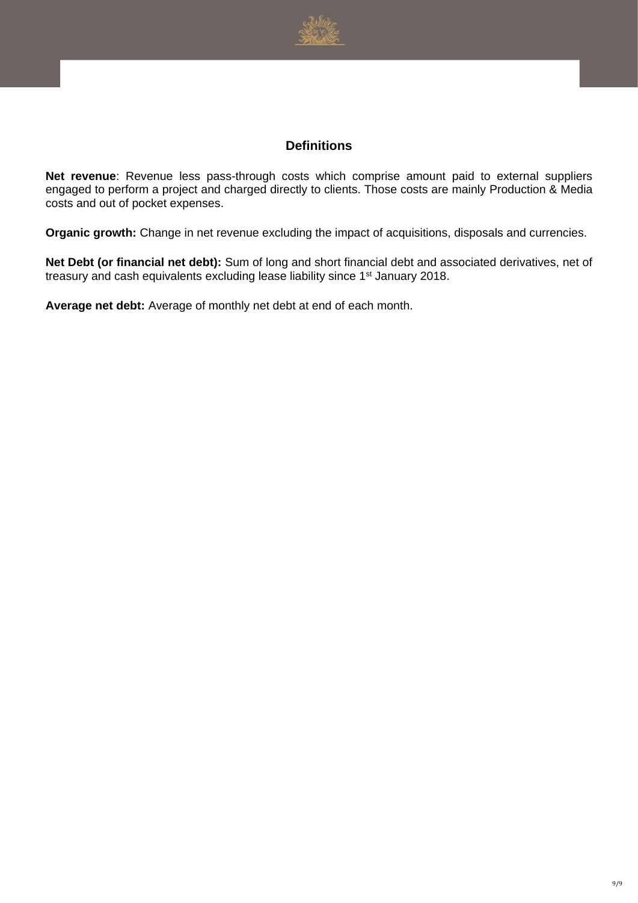## Definitions

**Net revenue**: Revenue less pass-through costs which comprise amount paid to external suppliers engaged to perform a project and charged directly to clients. Those costs are mainly Production & Media costs and out of pocket expenses.

**Organic growth:** Change in net revenue excluding the impact of acquisitions, disposals and currencies.

**Net Debt (or financial net debt):** Sum of long and short financial debt and associated derivatives, net of treasury and cash equivalents excluding lease liability since 1st January 2018.

**Average net debt:** Average of monthly net debt at end of each month.